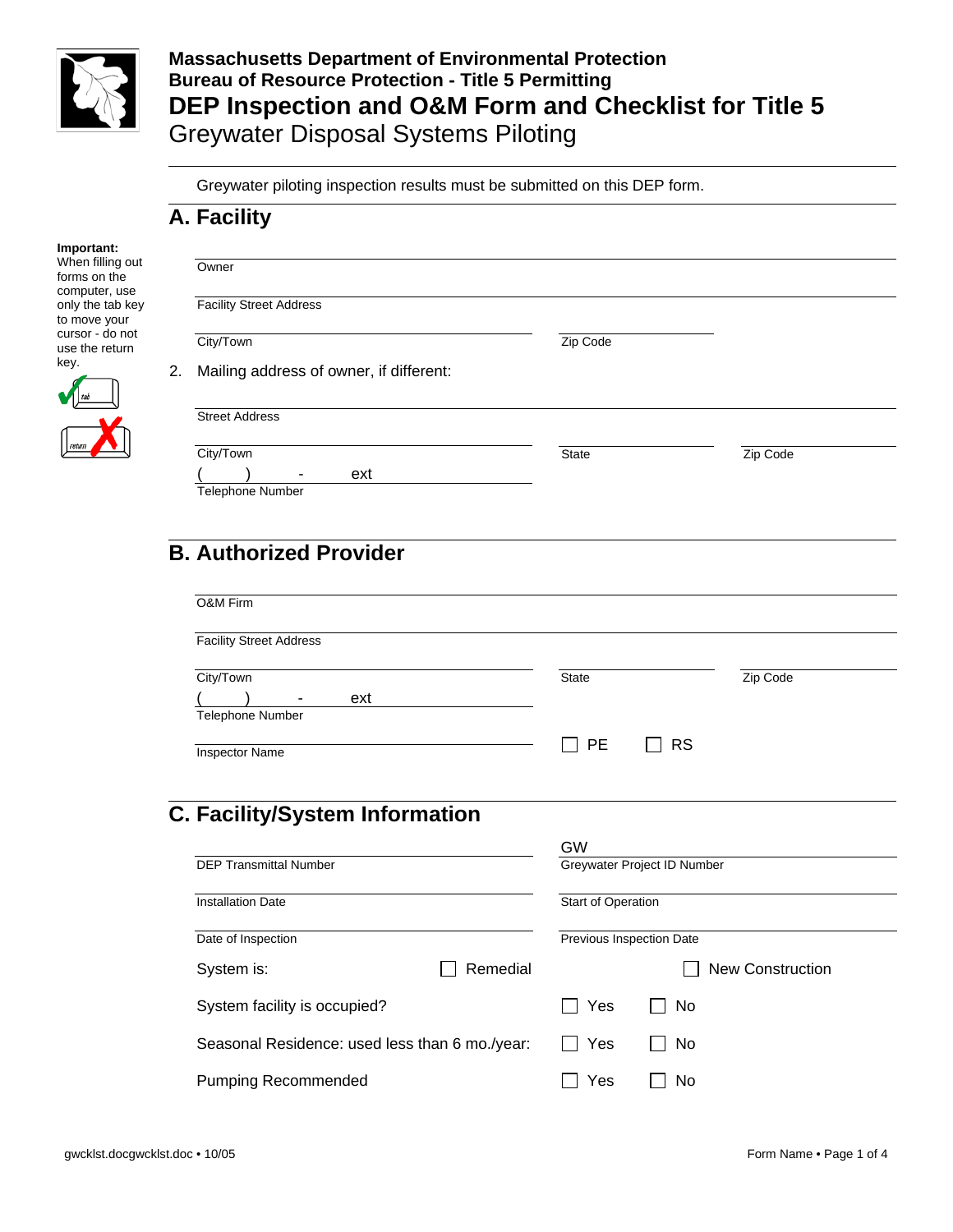**Massachusetts Department of Environmental Protection**
**Bureau of Resource Protection - Title 5 Permitting**

# DEP Inspection and O&M Form and Checklist for Title 5

Greywater Disposal Systems Piloting

Greywater piloting inspection results must be submitted on this DEP form.

## A. Facility

**Important:** When filling out forms on the computer, use only the tab key to move your cursor - do not use the return key.

Owner

Facility Street Address

City/Town | Zip Code

2. Mailing address of owner, if different:

Street Address

City/Town | State | Zip Code

( ) - ext
Telephone Number

## B. Authorized Provider

O&M Firm

Facility Street Address

City/Town | State | Zip Code

( ) - ext
Telephone Number

Inspector Name ☐ PE ☐ RS

## C. Facility/System Information

DEP Transmittal Number

GW
Greywater Project ID Number

Installation Date

Start of Operation

Date of Inspection

Previous Inspection Date

System is: ☐ Remedial ☐ New Construction

System facility is occupied? ☐ Yes ☐ No

Seasonal Residence: used less than 6 mo./year: ☐ Yes ☐ No

Pumping Recommended ☐ Yes ☐ No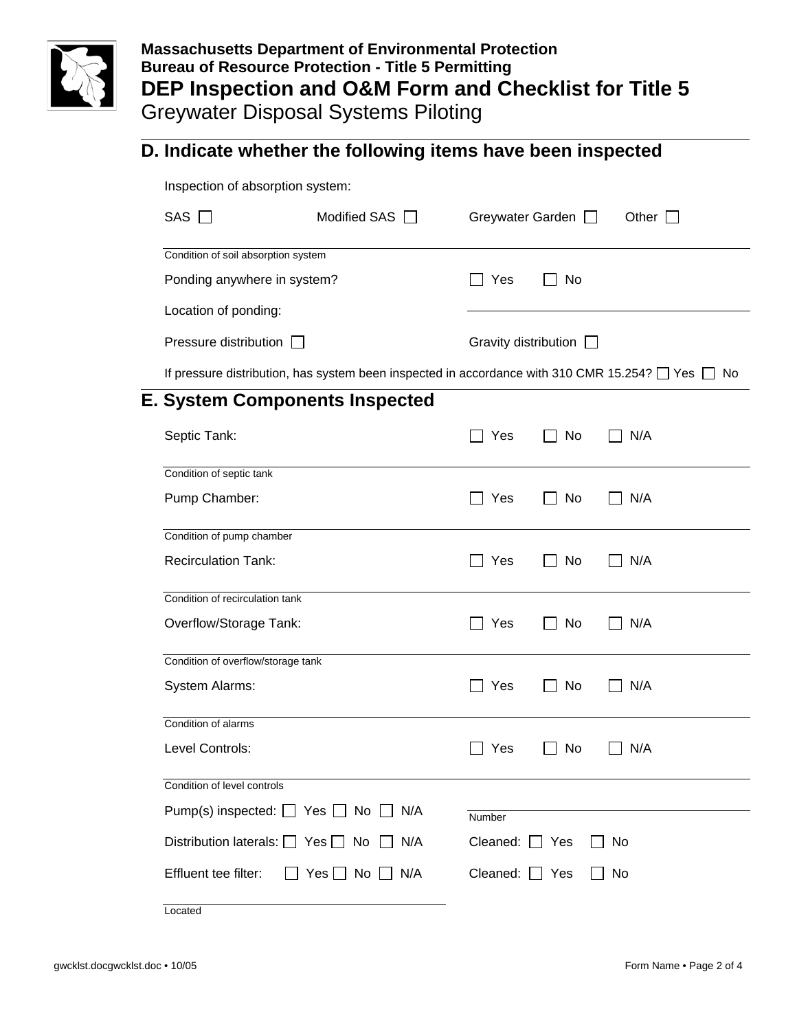**Massachusetts Department of Environmental Protection**
**Bureau of Resource Protection - Title 5 Permitting**
**DEP Inspection and O&M Form and Checklist for Title 5**
Greywater Disposal Systems Piloting

## D. Indicate whether the following items have been inspected

Inspection of absorption system:

SAS ☐ Modified SAS ☐ Greywater Garden ☐ Other ☐

Condition of soil absorption system

Ponding anywhere in system? ☐ Yes ☐ No

Location of ponding: ____________________

Pressure distribution ☐ Gravity distribution ☐

If pressure distribution, has system been inspected in accordance with 310 CMR 15.254? ☐ Yes ☐ No

## E. System Components Inspected

Septic Tank: ☐ Yes ☐ No ☐ N/A

Condition of septic tank

Pump Chamber: ☐ Yes ☐ No ☐ N/A

Condition of pump chamber

Recirculation Tank: ☐ Yes ☐ No ☐ N/A

Condition of recirculation tank

Overflow/Storage Tank: ☐ Yes ☐ No ☐ N/A

Condition of overflow/storage tank

System Alarms: ☐ Yes ☐ No ☐ N/A

Condition of alarms

Level Controls: ☐ Yes ☐ No ☐ N/A

Condition of level controls

Pump(s) inspected: ☐ Yes ☐ No ☐ N/A ____________________ Number

Distribution laterals: ☐ Yes ☐ No ☐ N/A Cleaned: ☐ Yes ☐ No

Effluent tee filter: ☐ Yes ☐ No ☐ N/A Cleaned: ☐ Yes ☐ No

____________________
Located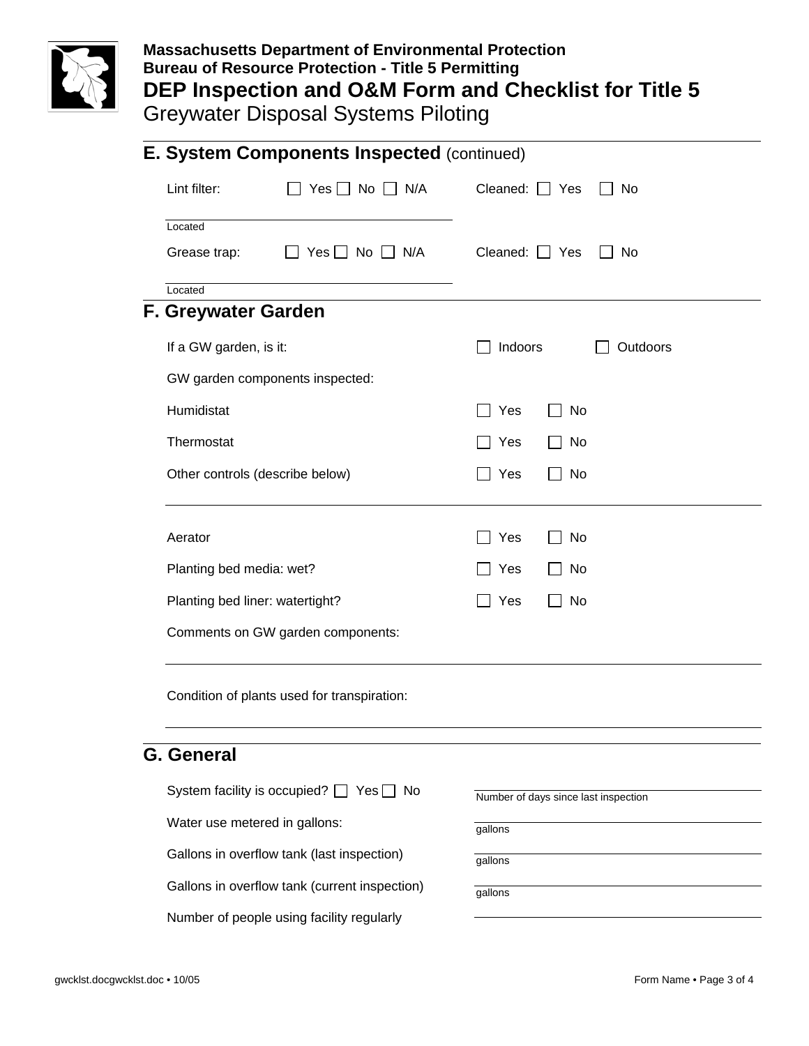## E. System Components Inspected (continued)

Lint filter: ☐ Yes ☐ No ☐ N/A    Cleaned: ☐ Yes ☐ No

Located ______________________________

Grease trap: ☐ Yes ☐ No ☐ N/A    Cleaned: ☐ Yes ☐ No

Located ______________________________

## F. Greywater Garden

If a GW garden, is it: ☐ Indoors ☐ Outdoors

GW garden components inspected:

Humidistat ☐ Yes ☐ No

Thermostat ☐ Yes ☐ No

Other controls (describe below) ☐ Yes ☐ No

______________________________

Aerator ☐ Yes ☐ No

Planting bed media: wet? ☐ Yes ☐ No

Planting bed liner: watertight? ☐ Yes ☐ No

Comments on GW garden components:

______________________________

Condition of plants used for transpiration:

______________________________

## G. General

System facility is occupied? ☐ Yes ☐ No    ______________________________ Number of days since last inspection

Water use metered in gallons: ______________________________ gallons

Gallons in overflow tank (last inspection) ______________________________ gallons

Gallons in overflow tank (current inspection) ______________________________ gallons

Number of people using facility regularly ______________________________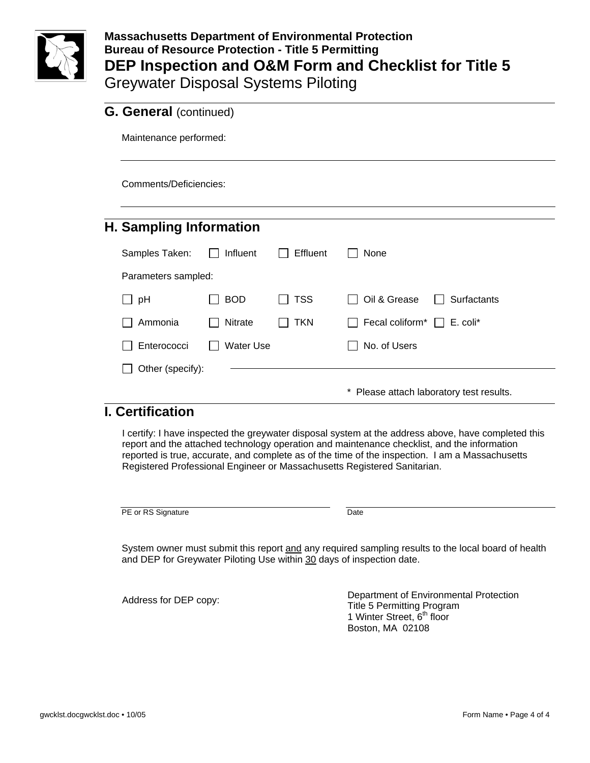Massachusetts Department of Environmental Protection
Bureau of Resource Protection - Title 5 Permitting

# DEP Inspection and O&M Form and Checklist for Title 5

Greywater Disposal Systems Piloting

## G. General (continued)

Maintenance performed:

______________________________________________________________

Comments/Deficiencies:

______________________________________________________________

## H. Sampling Information

Samples Taken: ☐ Influent ☐ Effluent ☐ None

Parameters sampled:

| | | | | |
|---|---|---|---|---|
| ☐ pH | ☐ BOD | ☐ TSS | ☐ Oil & Grease | ☐ Surfactants |
| ☐ Ammonia | ☐ Nitrate | ☐ TKN | ☐ Fecal coliform* | ☐ E. coli* |
| ☐ Enterococci | ☐ Water Use | | ☐ No. of Users | |

☐ Other (specify): ______________________________

\* Please attach laboratory test results.

## I. Certification

I certify: I have inspected the greywater disposal system at the address above, have completed this report and the attached technology operation and maintenance checklist, and the information reported is true, accurate, and complete as of the time of the inspection. I am a Massachusetts Registered Professional Engineer or Massachusetts Registered Sanitarian.

______________________________ ______________________________
PE or RS Signature Date

System owner must submit this report <u>and</u> any required sampling results to the local board of health and DEP for Greywater Piloting Use within <u>30</u> days of inspection date.

Address for DEP copy:

Department of Environmental Protection
Title 5 Permitting Program
1 Winter Street, 6th floor
Boston, MA 02108